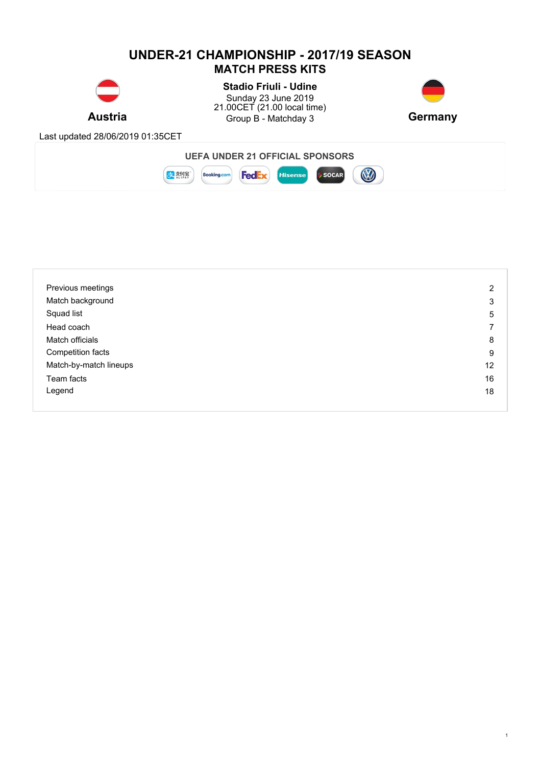# UNDER-21 CHAMPIONSHIP - 2017/19 SEASON

## MATCH PRESS KITS

**Austria** — **Germany**

**Stadio Friuli - Udine**
Sunday 23 June 2019
21.00CET (21.00 local time)
Group B - Matchday 3

Last updated 28/06/2019 01:35CET

**UEFA UNDER 21 OFFICIAL SPONSORS**

| | |
|---|---|
| Previous meetings | 2 |
| Match background | 3 |
| Squad list | 5 |
| Head coach | 7 |
| Match officials | 8 |
| Competition facts | 9 |
| Match-by-match lineups | 12 |
| Team facts | 16 |
| Legend | 18 |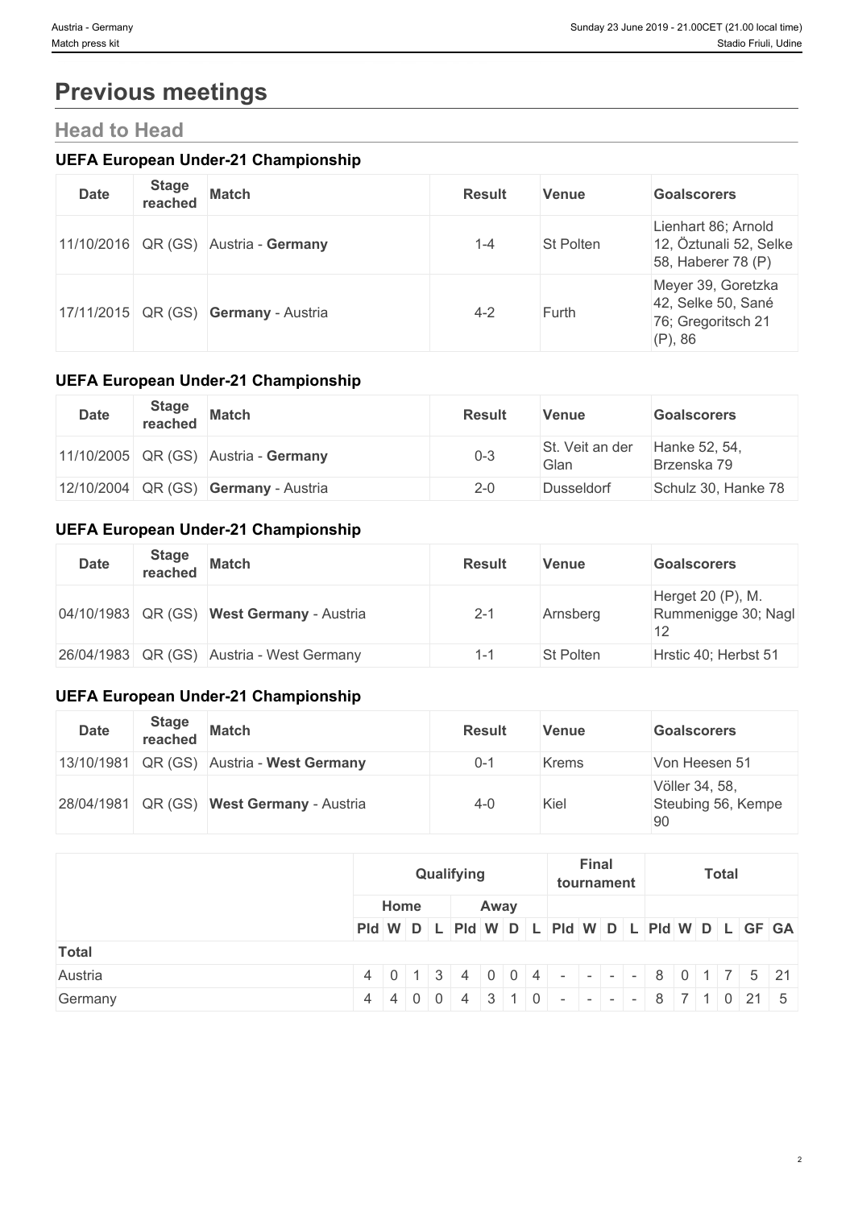# Previous meetings

## Head to Head

### UEFA European Under-21 Championship

| Date | Stage reached | Match | Result | Venue | Goalscorers |
|---|---|---|---|---|---|
| 11/10/2016 | QR (GS) | Austria - **Germany** | 1-4 | St Polten | Lienhart 86; Arnold 12, Öztunali 52, Selke 58, Haberer 78 (P) |
| 17/11/2015 | QR (GS) | **Germany** - Austria | 4-2 | Furth | Meyer 39, Goretzka 42, Selke 50, Sané 76; Gregoritsch 21 (P), 86 |

### UEFA European Under-21 Championship

| Date | Stage reached | Match | Result | Venue | Goalscorers |
|---|---|---|---|---|---|
| 11/10/2005 | QR (GS) | Austria - **Germany** | 0-3 | St. Veit an der Glan | Hanke 52, 54, Brzenska 79 |
| 12/10/2004 | QR (GS) | **Germany** - Austria | 2-0 | Dusseldorf | Schulz 30, Hanke 78 |

### UEFA European Under-21 Championship

| Date | Stage reached | Match | Result | Venue | Goalscorers |
|---|---|---|---|---|---|
| 04/10/1983 | QR (GS) | **West Germany** - Austria | 2-1 | Arnsberg | Herget 20 (P), M. Rummenigge 30; Nagl 12 |
| 26/04/1983 | QR (GS) | Austria - West Germany | 1-1 | St Polten | Hrstic 40; Herbst 51 |

### UEFA European Under-21 Championship

| Date | Stage reached | Match | Result | Venue | Goalscorers |
|---|---|---|---|---|---|
| 13/10/1981 | QR (GS) | Austria - **West Germany** | 0-1 | Krems | Von Heesen 51 |
| 28/04/1981 | QR (GS) | **West Germany** - Austria | 4-0 | Kiel | Völler 34, 58, Steubing 56, Kempe 90 |

| | Qualifying | | | | | | | | Final tournament | | | | Total | | | | | |
|---|---|---|---|---|---|---|---|---|---|---|---|---|---|---|---|---|---|---|
| | Home | | | | Away | | | | | | | | | | | | | |
| | Pld | W | D | L | Pld | W | D | L | Pld | W | D | L | Pld | W | D | L | GF | GA |
| **Total** | | | | | | | | | | | | | | | | | | |
| Austria | 4 | 0 | 1 | 3 | 4 | 0 | 0 | 4 | - | - | - | - | 8 | 0 | 1 | 7 | 5 | 21 |
| Germany | 4 | 4 | 0 | 0 | 4 | 3 | 1 | 0 | - | - | - | - | 8 | 7 | 1 | 0 | 21 | 5 |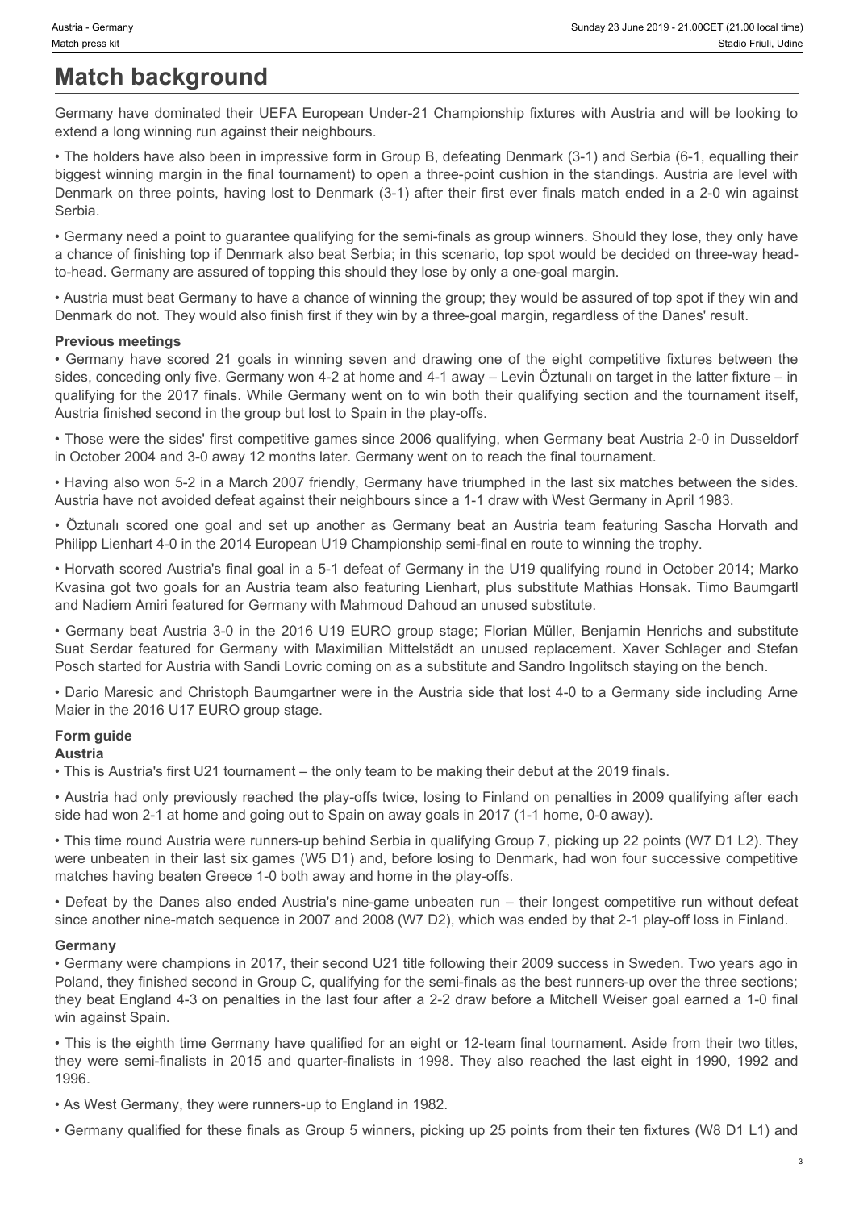# Match background

Germany have dominated their UEFA European Under-21 Championship fixtures with Austria and will be looking to extend a long winning run against their neighbours.

• The holders have also been in impressive form in Group B, defeating Denmark (3-1) and Serbia (6-1, equalling their biggest winning margin in the final tournament) to open a three-point cushion in the standings. Austria are level with Denmark on three points, having lost to Denmark (3-1) after their first ever finals match ended in a 2-0 win against Serbia.

• Germany need a point to guarantee qualifying for the semi-finals as group winners. Should they lose, they only have a chance of finishing top if Denmark also beat Serbia; in this scenario, top spot would be decided on three-way head-to-head. Germany are assured of topping this should they lose by only a one-goal margin.

• Austria must beat Germany to have a chance of winning the group; they would be assured of top spot if they win and Denmark do not. They would also finish first if they win by a three-goal margin, regardless of the Danes' result.

**Previous meetings**

• Germany have scored 21 goals in winning seven and drawing one of the eight competitive fixtures between the sides, conceding only five. Germany won 4-2 at home and 4-1 away – Levin Öztunalı on target in the latter fixture – in qualifying for the 2017 finals. While Germany went on to win both their qualifying section and the tournament itself, Austria finished second in the group but lost to Spain in the play-offs.

• Those were the sides' first competitive games since 2006 qualifying, when Germany beat Austria 2-0 in Dusseldorf in October 2004 and 3-0 away 12 months later. Germany went on to reach the final tournament.

• Having also won 5-2 in a March 2007 friendly, Germany have triumphed in the last six matches between the sides. Austria have not avoided defeat against their neighbours since a 1-1 draw with West Germany in April 1983.

• Öztunalı scored one goal and set up another as Germany beat an Austria team featuring Sascha Horvath and Philipp Lienhart 4-0 in the 2014 European U19 Championship semi-final en route to winning the trophy.

• Horvath scored Austria's final goal in a 5-1 defeat of Germany in the U19 qualifying round in October 2014; Marko Kvasina got two goals for an Austria team also featuring Lienhart, plus substitute Mathias Honsak. Timo Baumgartl and Nadiem Amiri featured for Germany with Mahmoud Dahoud an unused substitute.

• Germany beat Austria 3-0 in the 2016 U19 EURO group stage; Florian Müller, Benjamin Henrichs and substitute Suat Serdar featured for Germany with Maximilian Mittelstädt an unused replacement. Xaver Schlager and Stefan Posch started for Austria with Sandi Lovric coming on as a substitute and Sandro Ingolitsch staying on the bench.

• Dario Maresic and Christoph Baumgartner were in the Austria side that lost 4-0 to a Germany side including Arne Maier in the 2016 U17 EURO group stage.

**Form guide**

**Austria**

• This is Austria's first U21 tournament – the only team to be making their debut at the 2019 finals.

• Austria had only previously reached the play-offs twice, losing to Finland on penalties in 2009 qualifying after each side had won 2-1 at home and going out to Spain on away goals in 2017 (1-1 home, 0-0 away).

• This time round Austria were runners-up behind Serbia in qualifying Group 7, picking up 22 points (W7 D1 L2). They were unbeaten in their last six games (W5 D1) and, before losing to Denmark, had won four successive competitive matches having beaten Greece 1-0 both away and home in the play-offs.

• Defeat by the Danes also ended Austria's nine-game unbeaten run – their longest competitive run without defeat since another nine-match sequence in 2007 and 2008 (W7 D2), which was ended by that 2-1 play-off loss in Finland.

**Germany**

• Germany were champions in 2017, their second U21 title following their 2009 success in Sweden. Two years ago in Poland, they finished second in Group C, qualifying for the semi-finals as the best runners-up over the three sections; they beat England 4-3 on penalties in the last four after a 2-2 draw before a Mitchell Weiser goal earned a 1-0 final win against Spain.

• This is the eighth time Germany have qualified for an eight or 12-team final tournament. Aside from their two titles, they were semi-finalists in 2015 and quarter-finalists in 1998. They also reached the last eight in 1990, 1992 and 1996.

• As West Germany, they were runners-up to England in 1982.

• Germany qualified for these finals as Group 5 winners, picking up 25 points from their ten fixtures (W8 D1 L1) and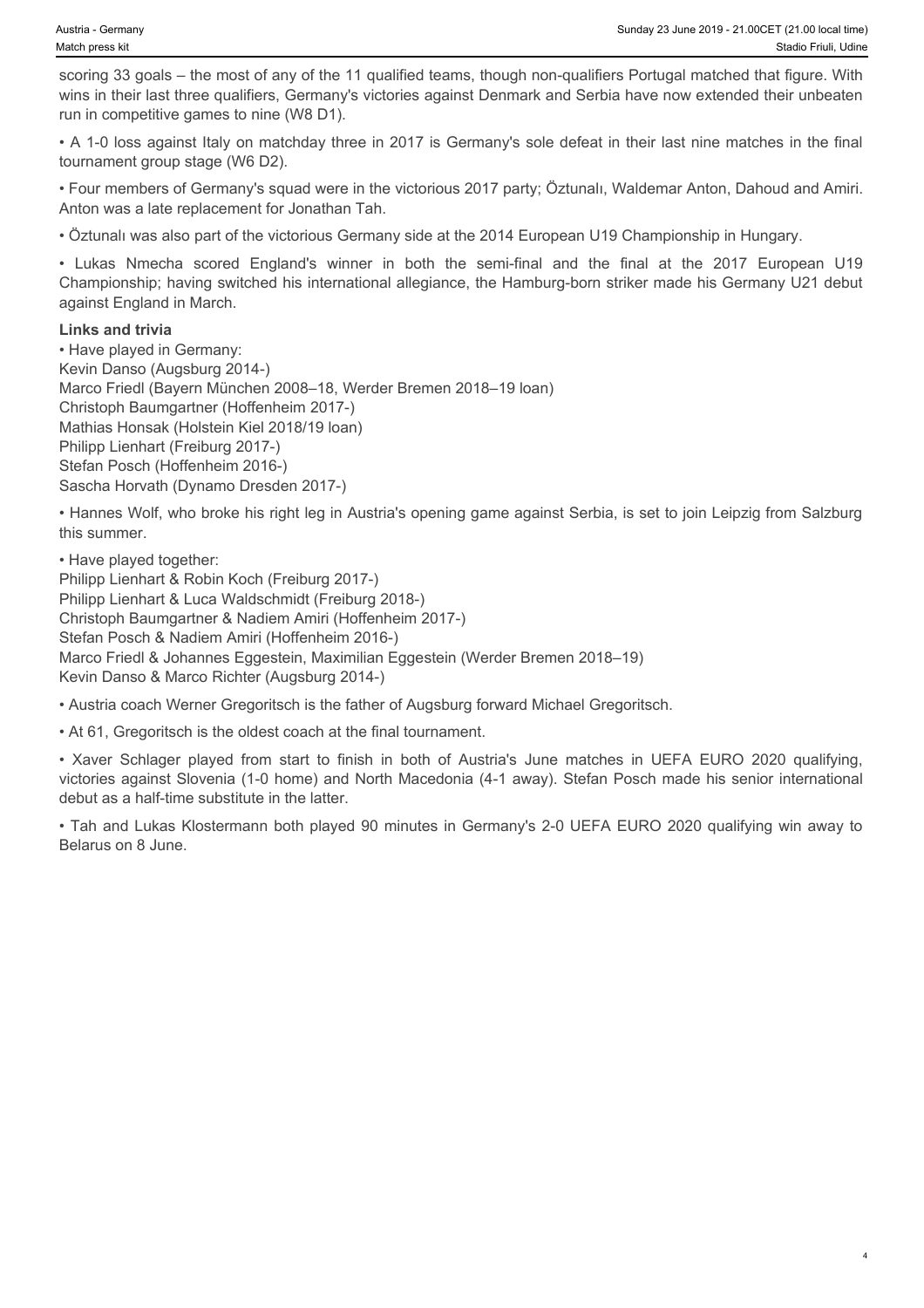scoring 33 goals – the most of any of the 11 qualified teams, though non-qualifiers Portugal matched that figure. With wins in their last three qualifiers, Germany's victories against Denmark and Serbia have now extended their unbeaten run in competitive games to nine (W8 D1).

• A 1-0 loss against Italy on matchday three in 2017 is Germany's sole defeat in their last nine matches in the final tournament group stage (W6 D2).

• Four members of Germany's squad were in the victorious 2017 party; Öztunalı, Waldemar Anton, Dahoud and Amiri. Anton was a late replacement for Jonathan Tah.

• Öztunalı was also part of the victorious Germany side at the 2014 European U19 Championship in Hungary.

• Lukas Nmecha scored England's winner in both the semi-final and the final at the 2017 European U19 Championship; having switched his international allegiance, the Hamburg-born striker made his Germany U21 debut against England in March.

**Links and trivia**

• Have played in Germany:
Kevin Danso (Augsburg 2014-)
Marco Friedl (Bayern München 2008–18, Werder Bremen 2018–19 loan)
Christoph Baumgartner (Hoffenheim 2017-)
Mathias Honsak (Holstein Kiel 2018/19 loan)
Philipp Lienhart (Freiburg 2017-)
Stefan Posch (Hoffenheim 2016-)
Sascha Horvath (Dynamo Dresden 2017-)

• Hannes Wolf, who broke his right leg in Austria's opening game against Serbia, is set to join Leipzig from Salzburg this summer.

• Have played together:
Philipp Lienhart & Robin Koch (Freiburg 2017-)
Philipp Lienhart & Luca Waldschmidt (Freiburg 2018-)
Christoph Baumgartner & Nadiem Amiri (Hoffenheim 2017-)
Stefan Posch & Nadiem Amiri (Hoffenheim 2016-)
Marco Friedl & Johannes Eggestein, Maximilian Eggestein (Werder Bremen 2018–19)
Kevin Danso & Marco Richter (Augsburg 2014-)

• Austria coach Werner Gregoritsch is the father of Augsburg forward Michael Gregoritsch.

• At 61, Gregoritsch is the oldest coach at the final tournament.

• Xaver Schlager played from start to finish in both of Austria's June matches in UEFA EURO 2020 qualifying, victories against Slovenia (1-0 home) and North Macedonia (4-1 away). Stefan Posch made his senior international debut as a half-time substitute in the latter.

• Tah and Lukas Klostermann both played 90 minutes in Germany's 2-0 UEFA EURO 2020 qualifying win away to Belarus on 8 June.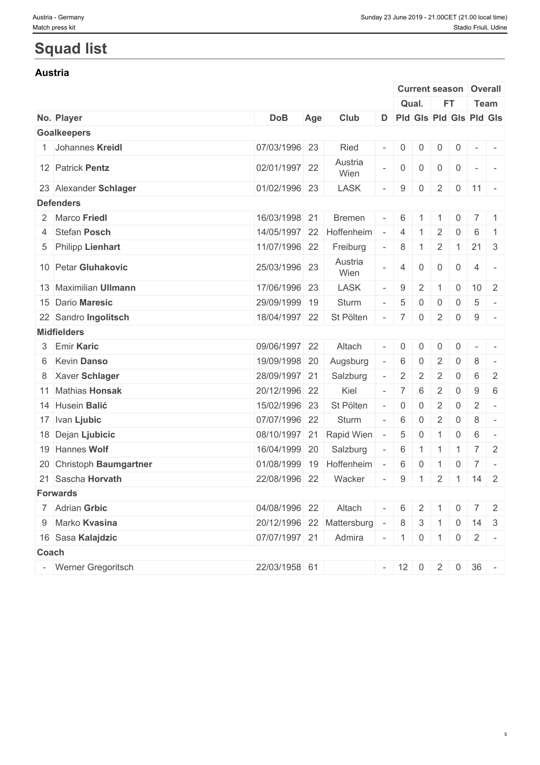# Squad list

## Austria

| | | | | | | Current season | | | | Overall | |
|---|---|---|---|---|---|---|---|---|---|---|---|
| | | | | | | Qual. | | FT | | Team | |
| No. | Player | DoB | Age | Club | D | Pld | Gls | Pld | Gls | Pld | Gls |
| **Goalkeepers** | | | | | | | | | | | |
| 1 | Johannes **Kreidl** | 07/03/1996 | 23 | Ried | - | 0 | 0 | 0 | 0 | - | - |
| 12 | Patrick **Pentz** | 02/01/1997 | 22 | Austria Wien | - | 0 | 0 | 0 | 0 | - | - |
| 23 | Alexander **Schlager** | 01/02/1996 | 23 | LASK | - | 9 | 0 | 2 | 0 | 11 | - |
| **Defenders** | | | | | | | | | | | |
| 2 | Marco **Friedl** | 16/03/1998 | 21 | Bremen | - | 6 | 1 | 1 | 0 | 7 | 1 |
| 4 | Stefan **Posch** | 14/05/1997 | 22 | Hoffenheim | - | 4 | 1 | 2 | 0 | 6 | 1 |
| 5 | Philipp **Lienhart** | 11/07/1996 | 22 | Freiburg | - | 8 | 1 | 2 | 1 | 21 | 3 |
| 10 | Petar **Gluhakovic** | 25/03/1996 | 23 | Austria Wien | - | 4 | 0 | 0 | 0 | 4 | - |
| 13 | Maximilian **Ullmann** | 17/06/1996 | 23 | LASK | - | 9 | 2 | 1 | 0 | 10 | 2 |
| 15 | Dario **Maresic** | 29/09/1999 | 19 | Sturm | - | 5 | 0 | 0 | 0 | 5 | - |
| 22 | Sandro **Ingolitsch** | 18/04/1997 | 22 | St Pölten | - | 7 | 0 | 2 | 0 | 9 | - |
| **Midfielders** | | | | | | | | | | | |
| 3 | Emir **Karic** | 09/06/1997 | 22 | Altach | - | 0 | 0 | 0 | 0 | - | - |
| 6 | Kevin **Danso** | 19/09/1998 | 20 | Augsburg | - | 6 | 0 | 2 | 0 | 8 | - |
| 8 | Xaver **Schlager** | 28/09/1997 | 21 | Salzburg | - | 2 | 2 | 2 | 0 | 6 | 2 |
| 11 | Mathias **Honsak** | 20/12/1996 | 22 | Kiel | - | 7 | 6 | 2 | 0 | 9 | 6 |
| 14 | Husein **Balić** | 15/02/1996 | 23 | St Pölten | - | 0 | 0 | 2 | 0 | 2 | - |
| 17 | Ivan **Ljubic** | 07/07/1996 | 22 | Sturm | - | 6 | 0 | 2 | 0 | 8 | - |
| 18 | Dejan **Ljubicic** | 08/10/1997 | 21 | Rapid Wien | - | 5 | 0 | 1 | 0 | 6 | - |
| 19 | Hannes **Wolf** | 16/04/1999 | 20 | Salzburg | - | 6 | 1 | 1 | 1 | 7 | 2 |
| 20 | Christoph **Baumgartner** | 01/08/1999 | 19 | Hoffenheim | - | 6 | 0 | 1 | 0 | 7 | - |
| 21 | Sascha **Horvath** | 22/08/1996 | 22 | Wacker | - | 9 | 1 | 2 | 1 | 14 | 2 |
| **Forwards** | | | | | | | | | | | |
| 7 | Adrian **Grbic** | 04/08/1996 | 22 | Altach | - | 6 | 2 | 1 | 0 | 7 | 2 |
| 9 | Marko **Kvasina** | 20/12/1996 | 22 | Mattersburg | - | 8 | 3 | 1 | 0 | 14 | 3 |
| 16 | Sasa **Kalajdzic** | 07/07/1997 | 21 | Admira | - | 1 | 0 | 1 | 0 | 2 | - |
| **Coach** | | | | | | | | | | | |
| - | Werner Gregoritsch | 22/03/1958 | 61 | | - | 12 | 0 | 2 | 0 | 36 | - |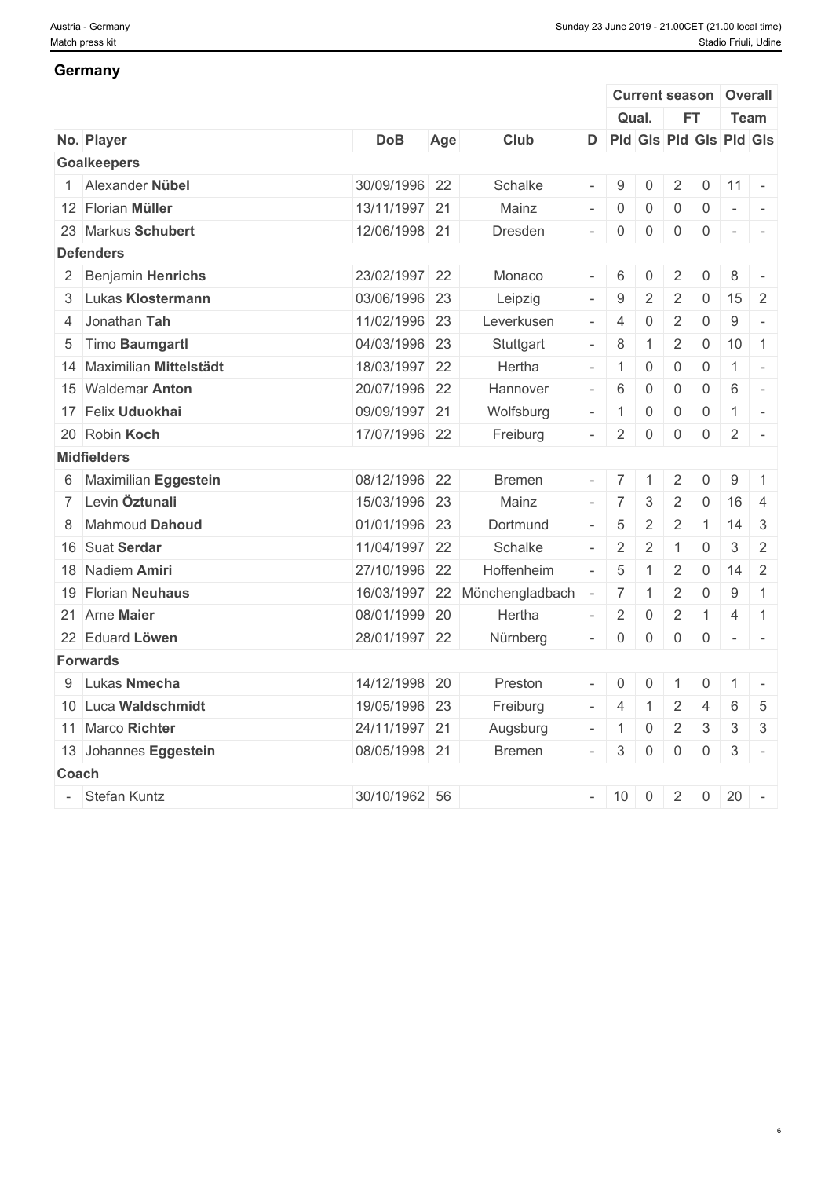## Germany

| No. | Player | DoB | Age | Club | D | Current season | | | | Overall | |
|---|---|---|---|---|---|---|---|---|---|---|---|
| | | | | | | Qual. | | FT | | Team | |
| | | | | | | Pld | Gls | Pld | Gls | Pld | Gls |
| **Goalkeepers** | | | | | | | | | | | |
| 1 | Alexander **Nübel** | 30/09/1996 | 22 | Schalke | - | 9 | 0 | 2 | 0 | 11 | - |
| 12 | Florian **Müller** | 13/11/1997 | 21 | Mainz | - | 0 | 0 | 0 | 0 | - | - |
| 23 | Markus **Schubert** | 12/06/1998 | 21 | Dresden | - | 0 | 0 | 0 | 0 | - | - |
| **Defenders** | | | | | | | | | | | |
| 2 | Benjamin **Henrichs** | 23/02/1997 | 22 | Monaco | - | 6 | 0 | 2 | 0 | 8 | - |
| 3 | Lukas **Klostermann** | 03/06/1996 | 23 | Leipzig | - | 9 | 2 | 2 | 0 | 15 | 2 |
| 4 | Jonathan **Tah** | 11/02/1996 | 23 | Leverkusen | - | 4 | 0 | 2 | 0 | 9 | - |
| 5 | Timo **Baumgartl** | 04/03/1996 | 23 | Stuttgart | - | 8 | 1 | 2 | 0 | 10 | 1 |
| 14 | Maximilian **Mittelstädt** | 18/03/1997 | 22 | Hertha | - | 1 | 0 | 0 | 0 | 1 | - |
| 15 | Waldemar **Anton** | 20/07/1996 | 22 | Hannover | - | 6 | 0 | 0 | 0 | 6 | - |
| 17 | Felix **Uduokhai** | 09/09/1997 | 21 | Wolfsburg | - | 1 | 0 | 0 | 0 | 1 | - |
| 20 | Robin **Koch** | 17/07/1996 | 22 | Freiburg | - | 2 | 0 | 0 | 0 | 2 | - |
| **Midfielders** | | | | | | | | | | | |
| 6 | Maximilian **Eggestein** | 08/12/1996 | 22 | Bremen | - | 7 | 1 | 2 | 0 | 9 | 1 |
| 7 | Levin **Öztunali** | 15/03/1996 | 23 | Mainz | - | 7 | 3 | 2 | 0 | 16 | 4 |
| 8 | Mahmoud **Dahoud** | 01/01/1996 | 23 | Dortmund | - | 5 | 2 | 2 | 1 | 14 | 3 |
| 16 | Suat **Serdar** | 11/04/1997 | 22 | Schalke | - | 2 | 2 | 1 | 0 | 3 | 2 |
| 18 | Nadiem **Amiri** | 27/10/1996 | 22 | Hoffenheim | - | 5 | 1 | 2 | 0 | 14 | 2 |
| 19 | Florian **Neuhaus** | 16/03/1997 | 22 | Mönchengladbach | - | 7 | 1 | 2 | 0 | 9 | 1 |
| 21 | Arne **Maier** | 08/01/1999 | 20 | Hertha | - | 2 | 0 | 2 | 1 | 4 | 1 |
| 22 | Eduard **Löwen** | 28/01/1997 | 22 | Nürnberg | - | 0 | 0 | 0 | 0 | - | - |
| **Forwards** | | | | | | | | | | | |
| 9 | Lukas **Nmecha** | 14/12/1998 | 20 | Preston | - | 0 | 0 | 1 | 0 | 1 | - |
| 10 | Luca **Waldschmidt** | 19/05/1996 | 23 | Freiburg | - | 4 | 1 | 2 | 4 | 6 | 5 |
| 11 | Marco **Richter** | 24/11/1997 | 21 | Augsburg | - | 1 | 0 | 2 | 3 | 3 | 3 |
| 13 | Johannes **Eggestein** | 08/05/1998 | 21 | Bremen | - | 3 | 0 | 0 | 0 | 3 | - |
| **Coach** | | | | | | | | | | | |
| - | Stefan Kuntz | 30/10/1962 | 56 | | - | 10 | 0 | 2 | 0 | 20 | - |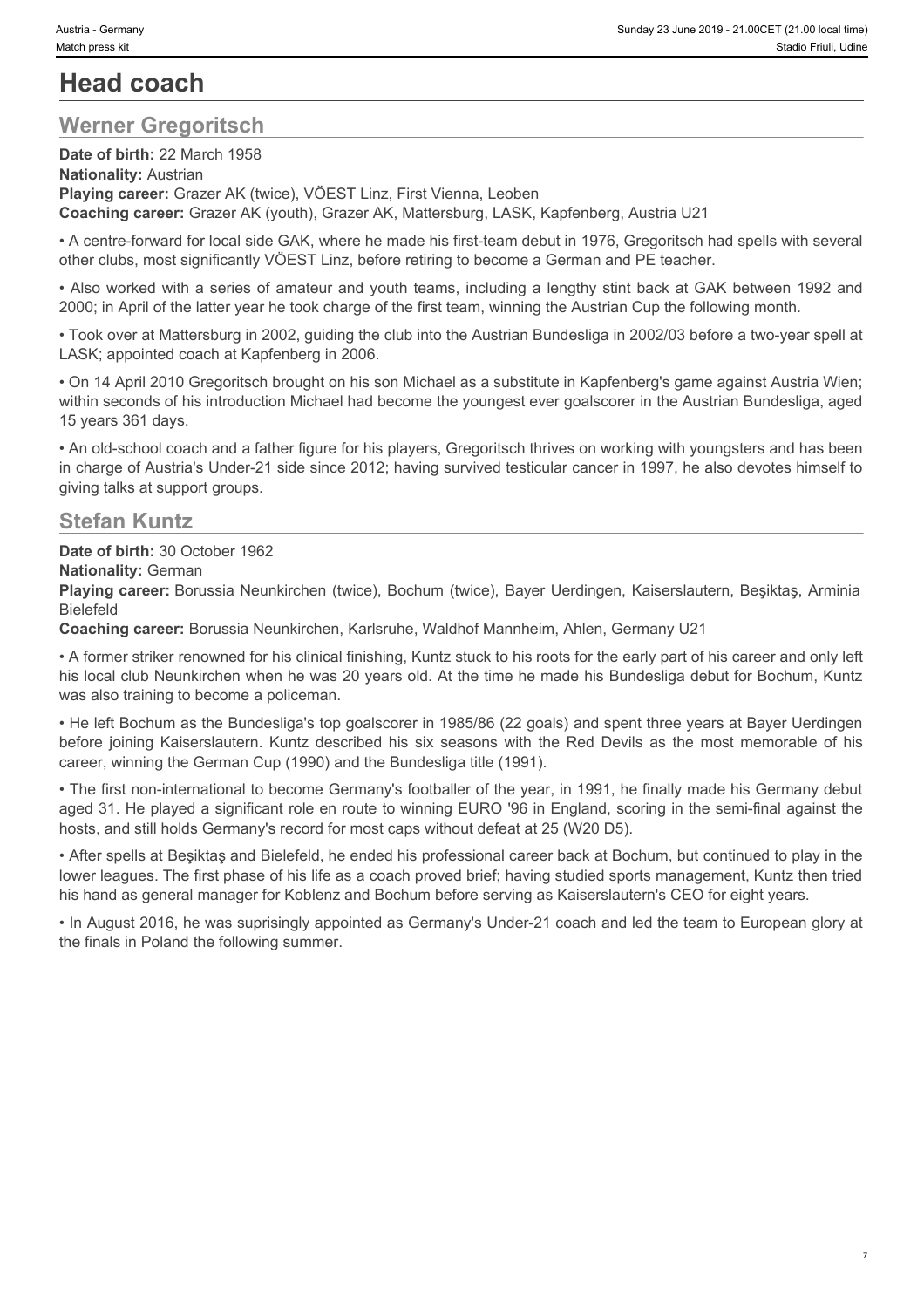# Head coach

## Werner Gregoritsch

**Date of birth:** 22 March 1958
**Nationality:** Austrian
**Playing career:** Grazer AK (twice), VÖEST Linz, First Vienna, Leoben
**Coaching career:** Grazer AK (youth), Grazer AK, Mattersburg, LASK, Kapfenberg, Austria U21

• A centre-forward for local side GAK, where he made his first-team debut in 1976, Gregoritsch had spells with several other clubs, most significantly VÖEST Linz, before retiring to become a German and PE teacher.

• Also worked with a series of amateur and youth teams, including a lengthy stint back at GAK between 1992 and 2000; in April of the latter year he took charge of the first team, winning the Austrian Cup the following month.

• Took over at Mattersburg in 2002, guiding the club into the Austrian Bundesliga in 2002/03 before a two-year spell at LASK; appointed coach at Kapfenberg in 2006.

• On 14 April 2010 Gregoritsch brought on his son Michael as a substitute in Kapfenberg's game against Austria Wien; within seconds of his introduction Michael had become the youngest ever goalscorer in the Austrian Bundesliga, aged 15 years 361 days.

• An old-school coach and a father figure for his players, Gregoritsch thrives on working with youngsters and has been in charge of Austria's Under-21 side since 2012; having survived testicular cancer in 1997, he also devotes himself to giving talks at support groups.

## Stefan Kuntz

**Date of birth:** 30 October 1962
**Nationality:** German
**Playing career:** Borussia Neunkirchen (twice), Bochum (twice), Bayer Uerdingen, Kaiserslautern, Beşiktaş, Arminia Bielefeld
**Coaching career:** Borussia Neunkirchen, Karlsruhe, Waldhof Mannheim, Ahlen, Germany U21

• A former striker renowned for his clinical finishing, Kuntz stuck to his roots for the early part of his career and only left his local club Neunkirchen when he was 20 years old. At the time he made his Bundesliga debut for Bochum, Kuntz was also training to become a policeman.

• He left Bochum as the Bundesliga's top goalscorer in 1985/86 (22 goals) and spent three years at Bayer Uerdingen before joining Kaiserslautern. Kuntz described his six seasons with the Red Devils as the most memorable of his career, winning the German Cup (1990) and the Bundesliga title (1991).

• The first non-international to become Germany's footballer of the year, in 1991, he finally made his Germany debut aged 31. He played a significant role en route to winning EURO '96 in England, scoring in the semi-final against the hosts, and still holds Germany's record for most caps without defeat at 25 (W20 D5).

• After spells at Beşiktaş and Bielefeld, he ended his professional career back at Bochum, but continued to play in the lower leagues. The first phase of his life as a coach proved brief; having studied sports management, Kuntz then tried his hand as general manager for Koblenz and Bochum before serving as Kaiserslautern's CEO for eight years.

• In August 2016, he was suprisingly appointed as Germany's Under-21 coach and led the team to European glory at the finals in Poland the following summer.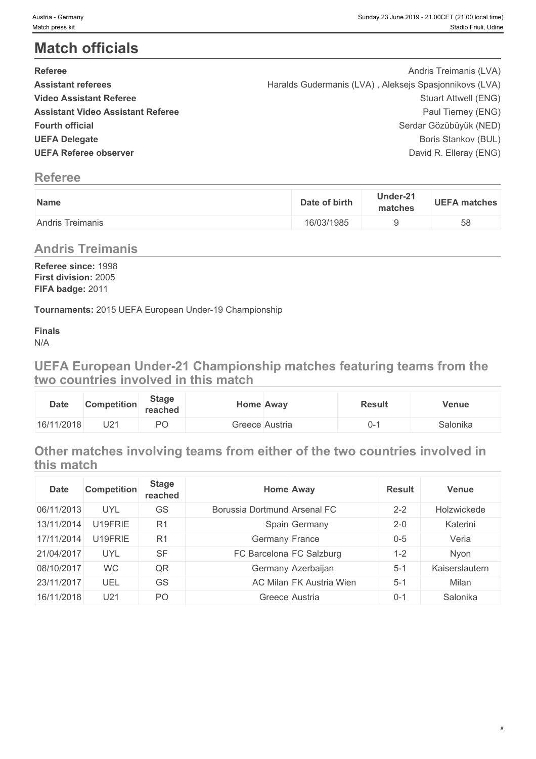# Match officials

| | |
|---|---|
| **Referee** | Andris Treimanis (LVA) |
| **Assistant referees** | Haralds Gudermanis (LVA) , Aleksejs Spasjonnikovs (LVA) |
| **Video Assistant Referee** | Stuart Attwell (ENG) |
| **Assistant Video Assistant Referee** | Paul Tierney (ENG) |
| **Fourth official** | Serdar Gözübüyük (NED) |
| **UEFA Delegate** | Boris Stankov (BUL) |
| **UEFA Referee observer** | David R. Elleray (ENG) |

## Referee

| Name | Date of birth | Under-21 matches | UEFA matches |
|---|---|---|---|
| Andris Treimanis | 16/03/1985 | 9 | 58 |

## Andris Treimanis

**Referee since:** 1998
**First division:** 2005
**FIFA badge:** 2011

**Tournaments:** 2015 UEFA European Under-19 Championship

**Finals**
N/A

## UEFA European Under-21 Championship matches featuring teams from the two countries involved in this match

| Date | Competition | Stage reached | Home | Away | Result | Venue |
|---|---|---|---|---|---|---|
| 16/11/2018 | U21 | PO | Greece | Austria | 0-1 | Salonika |

## Other matches involving teams from either of the two countries involved in this match

| Date | Competition | Stage reached | Home | Away | Result | Venue |
|---|---|---|---|---|---|---|
| 06/11/2013 | UYL | GS | Borussia Dortmund | Arsenal FC | 2-2 | Holzwickede |
| 13/11/2014 | U19FRIE | R1 | Spain | Germany | 2-0 | Katerini |
| 17/11/2014 | U19FRIE | R1 | Germany | France | 0-5 | Veria |
| 21/04/2017 | UYL | SF | FC Barcelona | FC Salzburg | 1-2 | Nyon |
| 08/10/2017 | WC | QR | Germany | Azerbaijan | 5-1 | Kaiserslautern |
| 23/11/2017 | UEL | GS | AC Milan | FK Austria Wien | 5-1 | Milan |
| 16/11/2018 | U21 | PO | Greece | Austria | 0-1 | Salonika |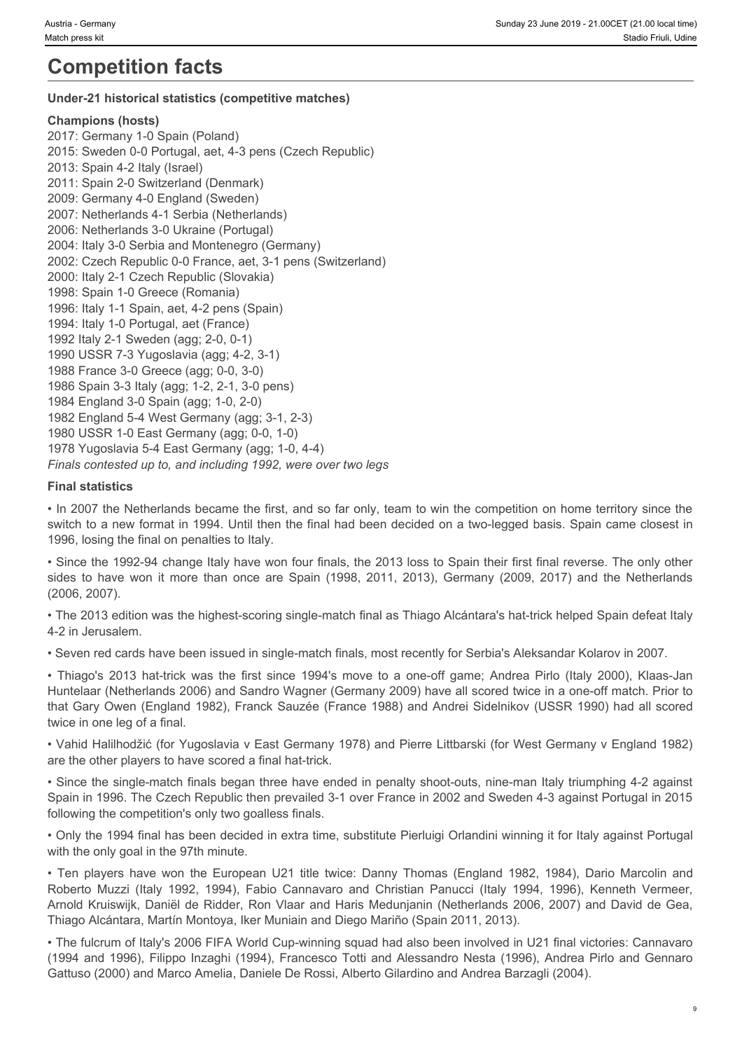# Competition facts

**Under-21 historical statistics (competitive matches)**

**Champions (hosts)**

2017: Germany 1-0 Spain (Poland)
2015: Sweden 0-0 Portugal, aet, 4-3 pens (Czech Republic)
2013: Spain 4-2 Italy (Israel)
2011: Spain 2-0 Switzerland (Denmark)
2009: Germany 4-0 England (Sweden)
2007: Netherlands 4-1 Serbia (Netherlands)
2006: Netherlands 3-0 Ukraine (Portugal)
2004: Italy 3-0 Serbia and Montenegro (Germany)
2002: Czech Republic 0-0 France, aet, 3-1 pens (Switzerland)
2000: Italy 2-1 Czech Republic (Slovakia)
1998: Spain 1-0 Greece (Romania)
1996: Italy 1-1 Spain, aet, 4-2 pens (Spain)
1994: Italy 1-0 Portugal, aet (France)
1992 Italy 2-1 Sweden (agg; 2-0, 0-1)
1990 USSR 7-3 Yugoslavia (agg; 4-2, 3-1)
1988 France 3-0 Greece (agg; 0-0, 3-0)
1986 Spain 3-3 Italy (agg; 1-2, 2-1, 3-0 pens)
1984 England 3-0 Spain (agg; 1-0, 2-0)
1982 England 5-4 West Germany (agg; 3-1, 2-3)
1980 USSR 1-0 East Germany (agg; 0-0, 1-0)
1978 Yugoslavia 5-4 East Germany (agg; 1-0, 4-4)
*Finals contested up to, and including 1992, were over two legs*

**Final statistics**

• In 2007 the Netherlands became the first, and so far only, team to win the competition on home territory since the switch to a new format in 1994. Until then the final had been decided on a two-legged basis. Spain came closest in 1996, losing the final on penalties to Italy.

• Since the 1992-94 change Italy have won four finals, the 2013 loss to Spain their first final reverse. The only other sides to have won it more than once are Spain (1998, 2011, 2013), Germany (2009, 2017) and the Netherlands (2006, 2007).

• The 2013 edition was the highest-scoring single-match final as Thiago Alcántara's hat-trick helped Spain defeat Italy 4-2 in Jerusalem.

• Seven red cards have been issued in single-match finals, most recently for Serbia's Aleksandar Kolarov in 2007.

• Thiago's 2013 hat-trick was the first since 1994's move to a one-off game; Andrea Pirlo (Italy 2000), Klaas-Jan Huntelaar (Netherlands 2006) and Sandro Wagner (Germany 2009) have all scored twice in a one-off match. Prior to that Gary Owen (England 1982), Franck Sauzée (France 1988) and Andrei Sidelnikov (USSR 1990) had all scored twice in one leg of a final.

• Vahid Halilhodžić (for Yugoslavia v East Germany 1978) and Pierre Littbarski (for West Germany v England 1982) are the other players to have scored a final hat-trick.

• Since the single-match finals began three have ended in penalty shoot-outs, nine-man Italy triumphing 4-2 against Spain in 1996. The Czech Republic then prevailed 3-1 over France in 2002 and Sweden 4-3 against Portugal in 2015 following the competition's only two goalless finals.

• Only the 1994 final has been decided in extra time, substitute Pierluigi Orlandini winning it for Italy against Portugal with the only goal in the 97th minute.

• Ten players have won the European U21 title twice: Danny Thomas (England 1982, 1984), Dario Marcolin and Roberto Muzzi (Italy 1992, 1994), Fabio Cannavaro and Christian Panucci (Italy 1994, 1996), Kenneth Vermeer, Arnold Kruiswijk, Daniël de Ridder, Ron Vlaar and Haris Medunjanin (Netherlands 2006, 2007) and David de Gea, Thiago Alcántara, Martín Montoya, Iker Muniain and Diego Mariño (Spain 2011, 2013).

• The fulcrum of Italy's 2006 FIFA World Cup-winning squad had also been involved in U21 final victories: Cannavaro (1994 and 1996), Filippo Inzaghi (1994), Francesco Totti and Alessandro Nesta (1996), Andrea Pirlo and Gennaro Gattuso (2000) and Marco Amelia, Daniele De Rossi, Alberto Gilardino and Andrea Barzagli (2004).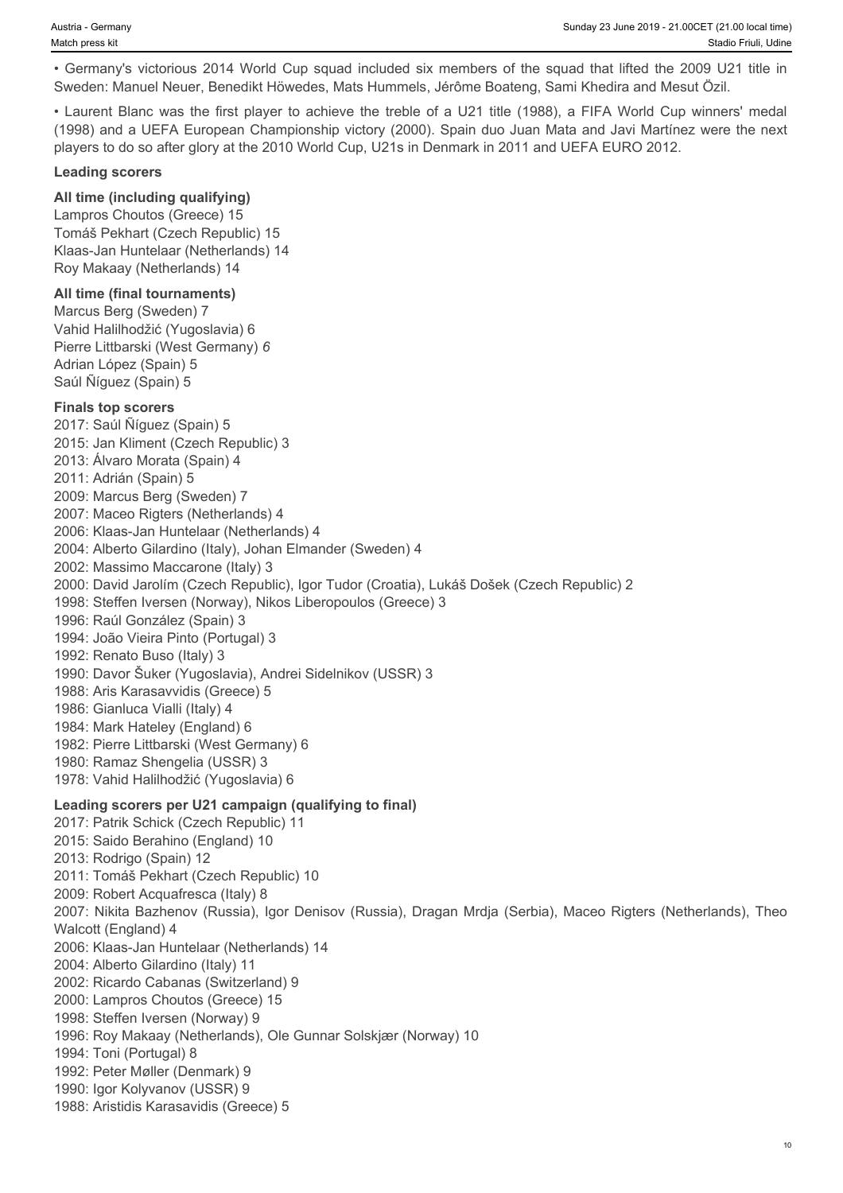• Germany's victorious 2014 World Cup squad included six members of the squad that lifted the 2009 U21 title in Sweden: Manuel Neuer, Benedikt Höwedes, Mats Hummels, Jérôme Boateng, Sami Khedira and Mesut Özil.

• Laurent Blanc was the first player to achieve the treble of a U21 title (1988), a FIFA World Cup winners' medal (1998) and a UEFA European Championship victory (2000). Spain duo Juan Mata and Javi Martínez were the next players to do so after glory at the 2010 World Cup, U21s in Denmark in 2011 and UEFA EURO 2012.

### Leading scorers

**All time (including qualifying)**
Lampros Choutos (Greece) 15
Tomáš Pekhart (Czech Republic) 15
Klaas-Jan Huntelaar (Netherlands) 14
Roy Makaay (Netherlands) 14

**All time (final tournaments)**
Marcus Berg (Sweden) 7
Vahid Halilhodžić (Yugoslavia) 6
Pierre Littbarski (West Germany) *6*
Adrian López (Spain) 5
Saúl Ñíguez (Spain) 5

**Finals top scorers**
2017: Saúl Ñíguez (Spain) 5
2015: Jan Kliment (Czech Republic) 3
2013: Álvaro Morata (Spain) 4
2011: Adrián (Spain) 5
2009: Marcus Berg (Sweden) 7
2007: Maceo Rigters (Netherlands) 4
2006: Klaas-Jan Huntelaar (Netherlands) 4
2004: Alberto Gilardino (Italy), Johan Elmander (Sweden) 4
2002: Massimo Maccarone (Italy) 3
2000: David Jarolím (Czech Republic), Igor Tudor (Croatia), Lukáš Došek (Czech Republic) 2
1998: Steffen Iversen (Norway), Nikos Liberopoulos (Greece) 3
1996: Raúl González (Spain) 3
1994: João Vieira Pinto (Portugal) 3
1992: Renato Buso (Italy) 3
1990: Davor Šuker (Yugoslavia), Andrei Sidelnikov (USSR) 3
1988: Aris Karasavvidis (Greece) 5
1986: Gianluca Vialli (Italy) 4
1984: Mark Hateley (England) 6
1982: Pierre Littbarski (West Germany) 6
1980: Ramaz Shengelia (USSR) 3
1978: Vahid Halilhodžić (Yugoslavia) 6

**Leading scorers per U21 campaign (qualifying to final)**
2017: Patrik Schick (Czech Republic) 11
2015: Saido Berahino (England) 10
2013: Rodrigo (Spain) 12
2011: Tomáš Pekhart (Czech Republic) 10
2009: Robert Acquafresca (Italy) 8
2007: Nikita Bazhenov (Russia), Igor Denisov (Russia), Dragan Mrdja (Serbia), Maceo Rigters (Netherlands), Theo Walcott (England) 4
2006: Klaas-Jan Huntelaar (Netherlands) 14
2004: Alberto Gilardino (Italy) 11
2002: Ricardo Cabanas (Switzerland) 9
2000: Lampros Choutos (Greece) 15
1998: Steffen Iversen (Norway) 9
1996: Roy Makaay (Netherlands), Ole Gunnar Solskjær (Norway) 10
1994: Toni (Portugal) 8
1992: Peter Møller (Denmark) 9
1990: Igor Kolyvanov (USSR) 9
1988: Aristidis Karasavidis (Greece) 5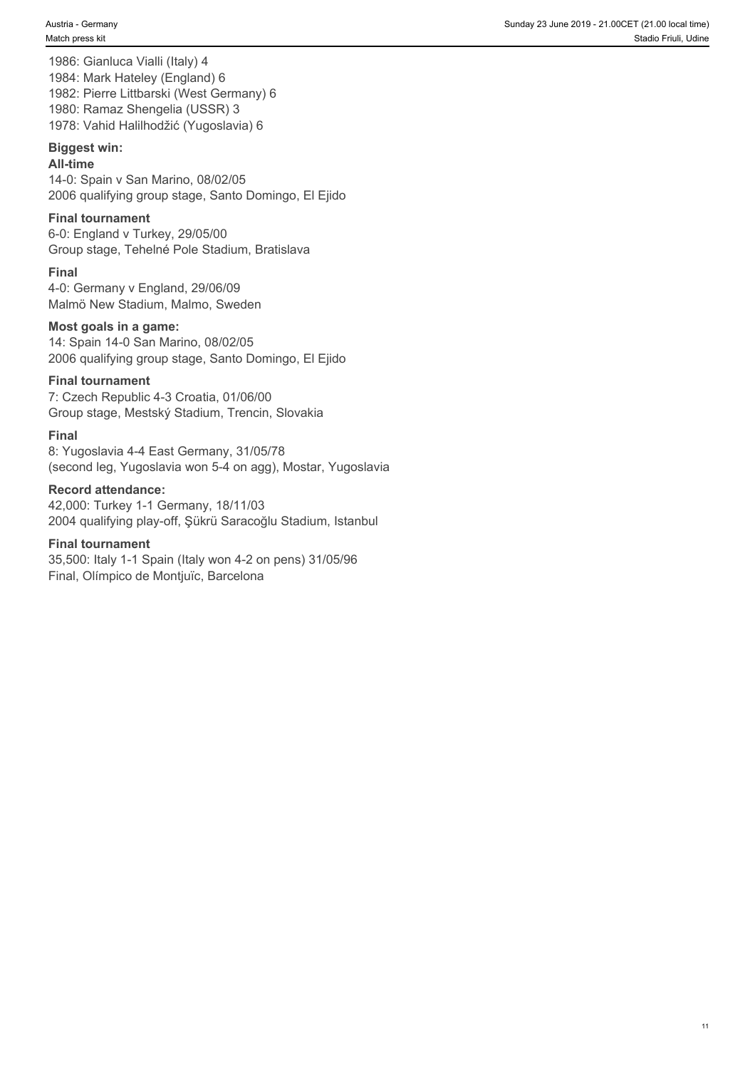1986: Gianluca Vialli (Italy) 4
1984: Mark Hateley (England) 6
1982: Pierre Littbarski (West Germany) 6
1980: Ramaz Shengelia (USSR) 3
1978: Vahid Halilhodžić (Yugoslavia) 6

**Biggest win:**

**All-time**
14-0: Spain v San Marino, 08/02/05
2006 qualifying group stage, Santo Domingo, El Ejido

**Final tournament**
6-0: England v Turkey, 29/05/00
Group stage, Tehelné Pole Stadium, Bratislava

**Final**
4-0: Germany v England, 29/06/09
Malmö New Stadium, Malmo, Sweden

**Most goals in a game:**
14: Spain 14-0 San Marino, 08/02/05
2006 qualifying group stage, Santo Domingo, El Ejido

**Final tournament**
7: Czech Republic 4-3 Croatia, 01/06/00
Group stage, Mestský Stadium, Trencin, Slovakia

**Final**
8: Yugoslavia 4-4 East Germany, 31/05/78
(second leg, Yugoslavia won 5-4 on agg), Mostar, Yugoslavia

**Record attendance:**
42,000: Turkey 1-1 Germany, 18/11/03
2004 qualifying play-off, Şükrü Saracoğlu Stadium, Istanbul

**Final tournament**
35,500: Italy 1-1 Spain (Italy won 4-2 on pens) 31/05/96
Final, Olímpico de Montjuïc, Barcelona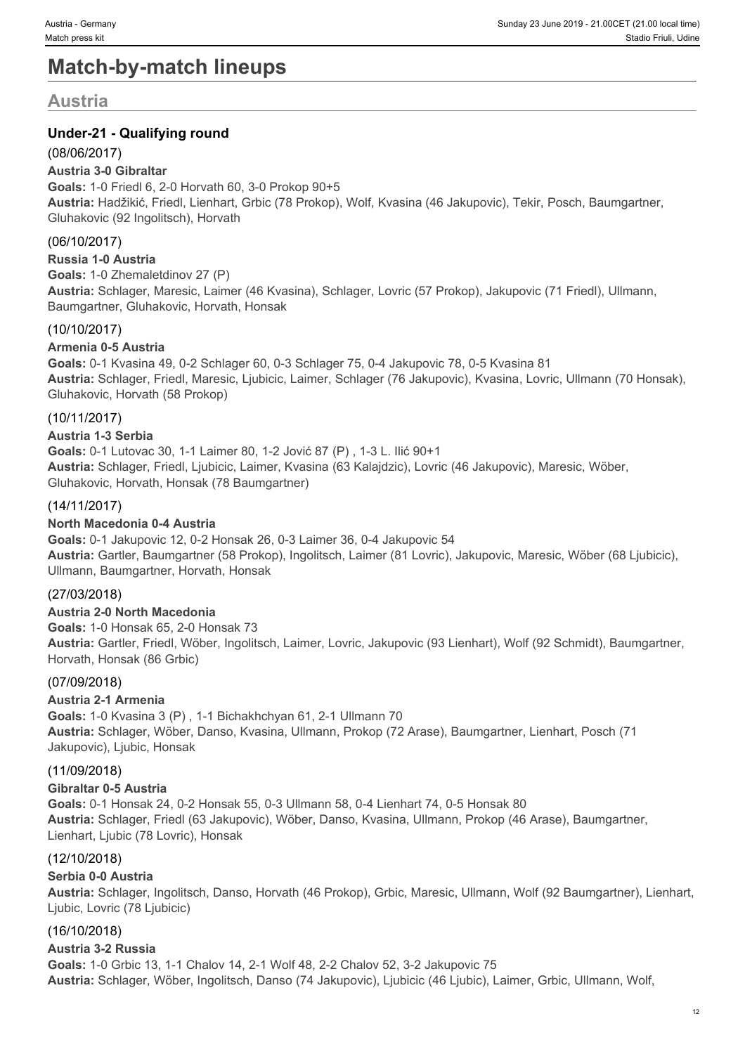# Match-by-match lineups

## Austria

### Under-21 - Qualifying round

(08/06/2017)

**Austria 3-0 Gibraltar**

**Goals:** 1-0 Friedl 6, 2-0 Horvath 60, 3-0 Prokop 90+5

**Austria:** Hadžikić, Friedl, Lienhart, Grbic (78 Prokop), Wolf, Kvasina (46 Jakupovic), Tekir, Posch, Baumgartner, Gluhakovic (92 Ingolitsch), Horvath

(06/10/2017)

**Russia 1-0 Austria**

**Goals:** 1-0 Zhemaletdinov 27 (P)

**Austria:** Schlager, Maresic, Laimer (46 Kvasina), Schlager, Lovric (57 Prokop), Jakupovic (71 Friedl), Ullmann, Baumgartner, Gluhakovic, Horvath, Honsak

(10/10/2017)

**Armenia 0-5 Austria**

**Goals:** 0-1 Kvasina 49, 0-2 Schlager 60, 0-3 Schlager 75, 0-4 Jakupovic 78, 0-5 Kvasina 81

**Austria:** Schlager, Friedl, Maresic, Ljubicic, Laimer, Schlager (76 Jakupovic), Kvasina, Lovric, Ullmann (70 Honsak), Gluhakovic, Horvath (58 Prokop)

(10/11/2017)

**Austria 1-3 Serbia**

**Goals:** 0-1 Lutovac 30, 1-1 Laimer 80, 1-2 Jović 87 (P) , 1-3 L. Ilić 90+1

**Austria:** Schlager, Friedl, Ljubicic, Laimer, Kvasina (63 Kalajdzic), Lovric (46 Jakupovic), Maresic, Wöber, Gluhakovic, Horvath, Honsak (78 Baumgartner)

(14/11/2017)

**North Macedonia 0-4 Austria**

**Goals:** 0-1 Jakupovic 12, 0-2 Honsak 26, 0-3 Laimer 36, 0-4 Jakupovic 54

**Austria:** Gartler, Baumgartner (58 Prokop), Ingolitsch, Laimer (81 Lovric), Jakupovic, Maresic, Wöber (68 Ljubicic), Ullmann, Baumgartner, Horvath, Honsak

(27/03/2018)

**Austria 2-0 North Macedonia**

**Goals:** 1-0 Honsak 65, 2-0 Honsak 73

**Austria:** Gartler, Friedl, Wöber, Ingolitsch, Laimer, Lovric, Jakupovic (93 Lienhart), Wolf (92 Schmidt), Baumgartner, Horvath, Honsak (86 Grbic)

(07/09/2018)

**Austria 2-1 Armenia**

**Goals:** 1-0 Kvasina 3 (P) , 1-1 Bichakhchyan 61, 2-1 Ullmann 70

**Austria:** Schlager, Wöber, Danso, Kvasina, Ullmann, Prokop (72 Arase), Baumgartner, Lienhart, Posch (71 Jakupovic), Ljubic, Honsak

(11/09/2018)

**Gibraltar 0-5 Austria**

**Goals:** 0-1 Honsak 24, 0-2 Honsak 55, 0-3 Ullmann 58, 0-4 Lienhart 74, 0-5 Honsak 80

**Austria:** Schlager, Friedl (63 Jakupovic), Wöber, Danso, Kvasina, Ullmann, Prokop (46 Arase), Baumgartner, Lienhart, Ljubic (78 Lovric), Honsak

(12/10/2018)

**Serbia 0-0 Austria**

**Austria:** Schlager, Ingolitsch, Danso, Horvath (46 Prokop), Grbic, Maresic, Ullmann, Wolf (92 Baumgartner), Lienhart, Ljubic, Lovric (78 Ljubicic)

(16/10/2018)

**Austria 3-2 Russia**

**Goals:** 1-0 Grbic 13, 1-1 Chalov 14, 2-1 Wolf 48, 2-2 Chalov 52, 3-2 Jakupovic 75

**Austria:** Schlager, Wöber, Ingolitsch, Danso (74 Jakupovic), Ljubicic (46 Ljubic), Laimer, Grbic, Ullmann, Wolf,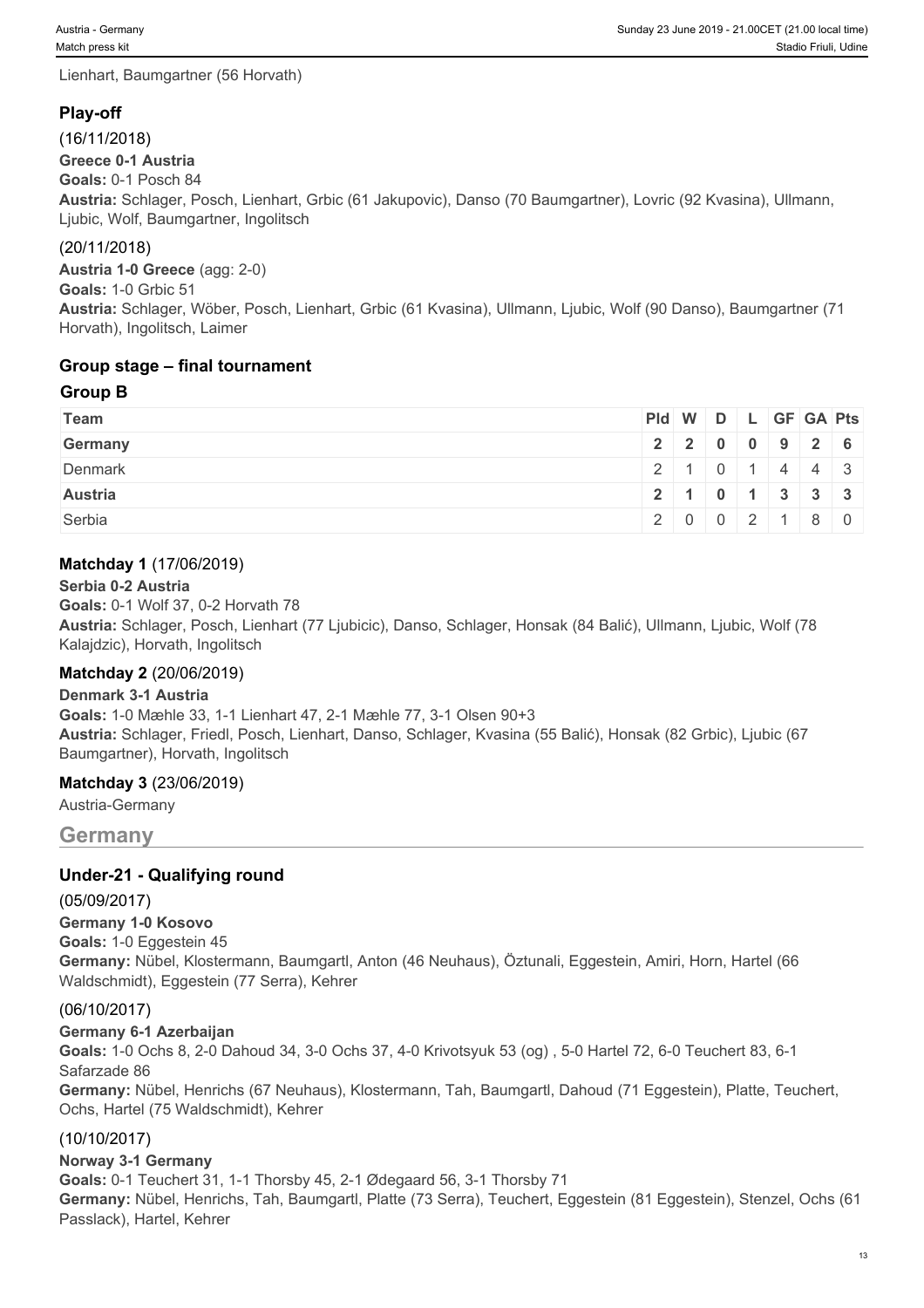Lienhart, Baumgartner (56 Horvath)

### Play-off

(16/11/2018)

**Greece 0-1 Austria**

**Goals:** 0-1 Posch 84

**Austria:** Schlager, Posch, Lienhart, Grbic (61 Jakupovic), Danso (70 Baumgartner), Lovric (92 Kvasina), Ullmann, Ljubic, Wolf, Baumgartner, Ingolitsch

(20/11/2018)

**Austria 1-0 Greece** (agg: 2-0)

**Goals:** 1-0 Grbic 51

**Austria:** Schlager, Wöber, Posch, Lienhart, Grbic (61 Kvasina), Ullmann, Ljubic, Wolf (90 Danso), Baumgartner (71 Horvath), Ingolitsch, Laimer

### Group stage – final tournament

#### Group B

| Team | Pld | W | D | L | GF | GA | Pts |
|---|---|---|---|---|---|---|---|
| **Germany** | **2** | **2** | **0** | **0** | **9** | **2** | **6** |
| Denmark | 2 | 1 | 0 | 1 | 4 | 4 | 3 |
| **Austria** | **2** | **1** | **0** | **1** | **3** | **3** | **3** |
| Serbia | 2 | 0 | 0 | 2 | 1 | 8 | 0 |

**Matchday 1** (17/06/2019)

**Serbia 0-2 Austria**

**Goals:** 0-1 Wolf 37, 0-2 Horvath 78

**Austria:** Schlager, Posch, Lienhart (77 Ljubicic), Danso, Schlager, Honsak (84 Balić), Ullmann, Ljubic, Wolf (78 Kalajdzic), Horvath, Ingolitsch

**Matchday 2** (20/06/2019)

**Denmark 3-1 Austria**

**Goals:** 1-0 Mæhle 33, 1-1 Lienhart 47, 2-1 Mæhle 77, 3-1 Olsen 90+3

**Austria:** Schlager, Friedl, Posch, Lienhart, Danso, Schlager, Kvasina (55 Balić), Honsak (82 Grbic), Ljubic (67 Baumgartner), Horvath, Ingolitsch

**Matchday 3** (23/06/2019)

Austria-Germany

## Germany

### Under-21 - Qualifying round

(05/09/2017)

**Germany 1-0 Kosovo**

**Goals:** 1-0 Eggestein 45

**Germany:** Nübel, Klostermann, Baumgartl, Anton (46 Neuhaus), Öztunali, Eggestein, Amiri, Horn, Hartel (66 Waldschmidt), Eggestein (77 Serra), Kehrer

(06/10/2017)

**Germany 6-1 Azerbaijan**

**Goals:** 1-0 Ochs 8, 2-0 Dahoud 34, 3-0 Ochs 37, 4-0 Krivotsyuk 53 (og) , 5-0 Hartel 72, 6-0 Teuchert 83, 6-1 Safarzade 86

**Germany:** Nübel, Henrichs (67 Neuhaus), Klostermann, Tah, Baumgartl, Dahoud (71 Eggestein), Platte, Teuchert, Ochs, Hartel (75 Waldschmidt), Kehrer

(10/10/2017)

**Norway 3-1 Germany**

**Goals:** 0-1 Teuchert 31, 1-1 Thorsby 45, 2-1 Ødegaard 56, 3-1 Thorsby 71

**Germany:** Nübel, Henrichs, Tah, Baumgartl, Platte (73 Serra), Teuchert, Eggestein (81 Eggestein), Stenzel, Ochs (61 Passlack), Hartel, Kehrer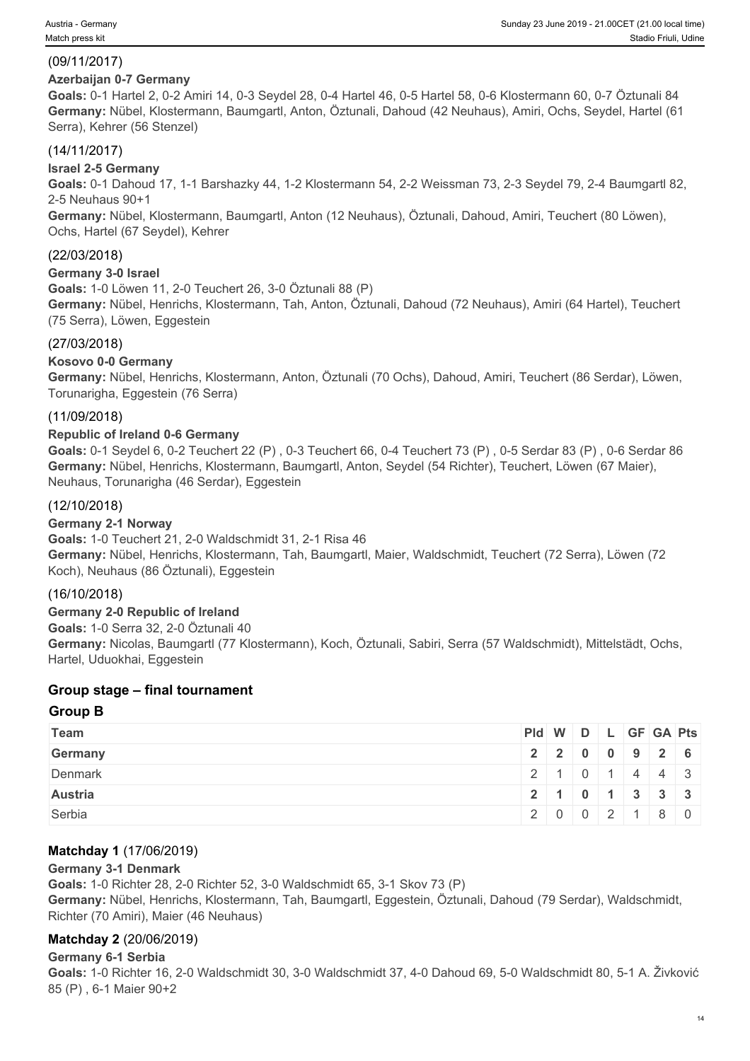(09/11/2017)

**Azerbaijan 0-7 Germany**

**Goals:** 0-1 Hartel 2, 0-2 Amiri 14, 0-3 Seydel 28, 0-4 Hartel 46, 0-5 Hartel 58, 0-6 Klostermann 60, 0-7 Öztunali 84
**Germany:** Nübel, Klostermann, Baumgartl, Anton, Öztunali, Dahoud (42 Neuhaus), Amiri, Ochs, Seydel, Hartel (61 Serra), Kehrer (56 Stenzel)

(14/11/2017)

**Israel 2-5 Germany**

**Goals:** 0-1 Dahoud 17, 1-1 Barshazky 44, 1-2 Klostermann 54, 2-2 Weissman 73, 2-3 Seydel 79, 2-4 Baumgartl 82, 2-5 Neuhaus 90+1
**Germany:** Nübel, Klostermann, Baumgartl, Anton (12 Neuhaus), Öztunali, Dahoud, Amiri, Teuchert (80 Löwen), Ochs, Hartel (67 Seydel), Kehrer

(22/03/2018)

**Germany 3-0 Israel**

**Goals:** 1-0 Löwen 11, 2-0 Teuchert 26, 3-0 Öztunali 88 (P)
**Germany:** Nübel, Henrichs, Klostermann, Tah, Anton, Öztunali, Dahoud (72 Neuhaus), Amiri (64 Hartel), Teuchert (75 Serra), Löwen, Eggestein

(27/03/2018)

**Kosovo 0-0 Germany**

**Germany:** Nübel, Henrichs, Klostermann, Anton, Öztunali (70 Ochs), Dahoud, Amiri, Teuchert (86 Serdar), Löwen, Torunarigha, Eggestein (76 Serra)

(11/09/2018)

**Republic of Ireland 0-6 Germany**

**Goals:** 0-1 Seydel 6, 0-2 Teuchert 22 (P) , 0-3 Teuchert 66, 0-4 Teuchert 73 (P) , 0-5 Serdar 83 (P) , 0-6 Serdar 86
**Germany:** Nübel, Henrichs, Klostermann, Baumgartl, Anton, Seydel (54 Richter), Teuchert, Löwen (67 Maier), Neuhaus, Torunarigha (46 Serdar), Eggestein

(12/10/2018)

**Germany 2-1 Norway**

**Goals:** 1-0 Teuchert 21, 2-0 Waldschmidt 31, 2-1 Risa 46
**Germany:** Nübel, Henrichs, Klostermann, Tah, Baumgartl, Maier, Waldschmidt, Teuchert (72 Serra), Löwen (72 Koch), Neuhaus (86 Öztunali), Eggestein

(16/10/2018)

**Germany 2-0 Republic of Ireland**

**Goals:** 1-0 Serra 32, 2-0 Öztunali 40
**Germany:** Nicolas, Baumgartl (77 Klostermann), Koch, Öztunali, Sabiri, Serra (57 Waldschmidt), Mittelstädt, Ochs, Hartel, Uduokhai, Eggestein

## Group stage – final tournament

### Group B

| Team | Pld | W | D | L | GF | GA | Pts |
|---|---|---|---|---|---|---|---|
| **Germany** | **2** | **2** | **0** | **0** | **9** | **2** | **6** |
| Denmark | 2 | 1 | 0 | 1 | 4 | 4 | 3 |
| **Austria** | **2** | **1** | **0** | **1** | **3** | **3** | **3** |
| Serbia | 2 | 0 | 0 | 2 | 1 | 8 | 0 |

### Matchday 1 (17/06/2019)

**Germany 3-1 Denmark**

**Goals:** 1-0 Richter 28, 2-0 Richter 52, 3-0 Waldschmidt 65, 3-1 Skov 73 (P)
**Germany:** Nübel, Henrichs, Klostermann, Tah, Baumgartl, Eggestein, Öztunali, Dahoud (79 Serdar), Waldschmidt, Richter (70 Amiri), Maier (46 Neuhaus)

### Matchday 2 (20/06/2019)

**Germany 6-1 Serbia**

**Goals:** 1-0 Richter 16, 2-0 Waldschmidt 30, 3-0 Waldschmidt 37, 4-0 Dahoud 69, 5-0 Waldschmidt 80, 5-1 A. Živković 85 (P) , 6-1 Maier 90+2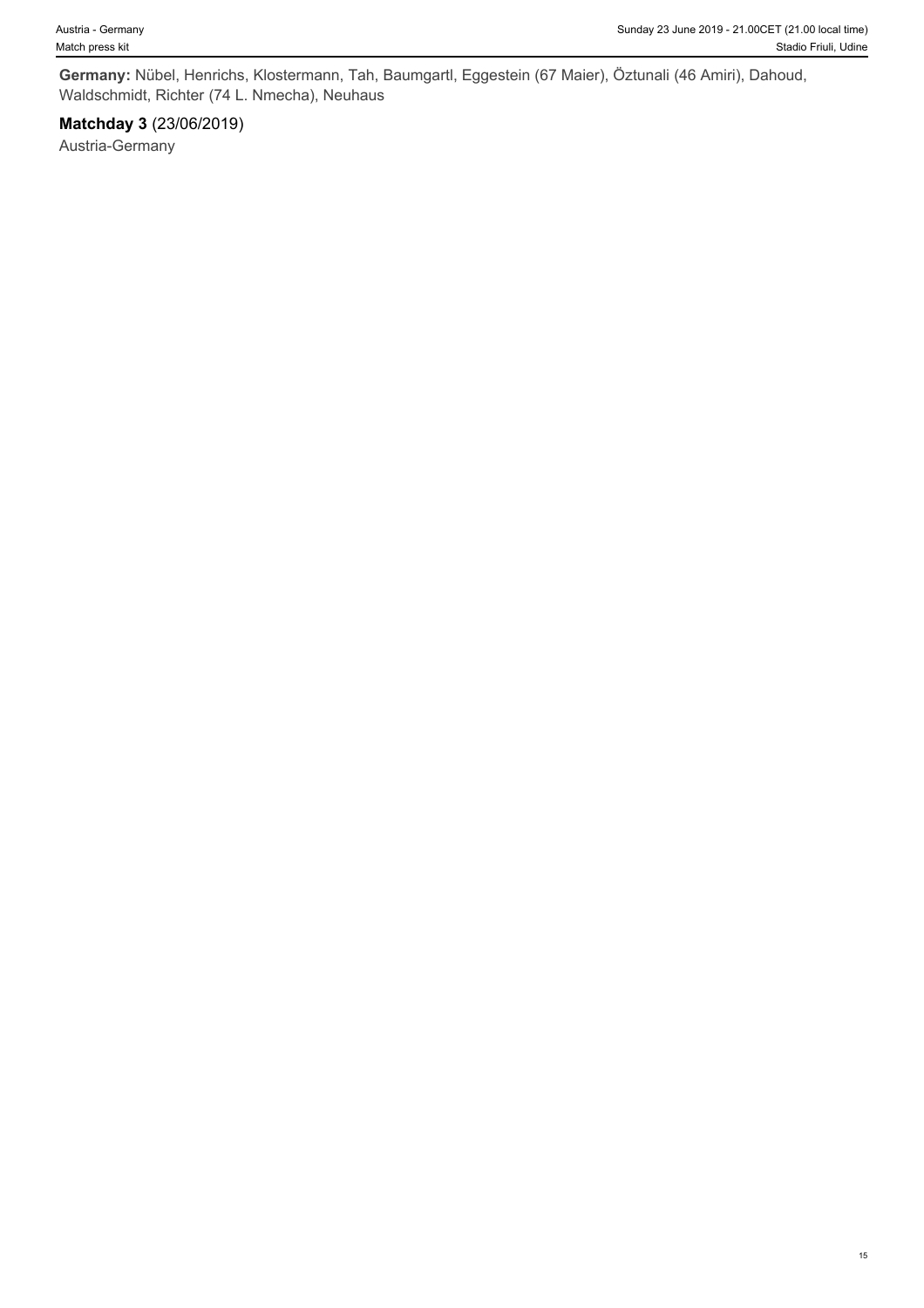**Germany:** Nübel, Henrichs, Klostermann, Tah, Baumgartl, Eggestein (67 Maier), Öztunali (46 Amiri), Dahoud, Waldschmidt, Richter (74 L. Nmecha), Neuhaus

**Matchday 3** (23/06/2019)

Austria-Germany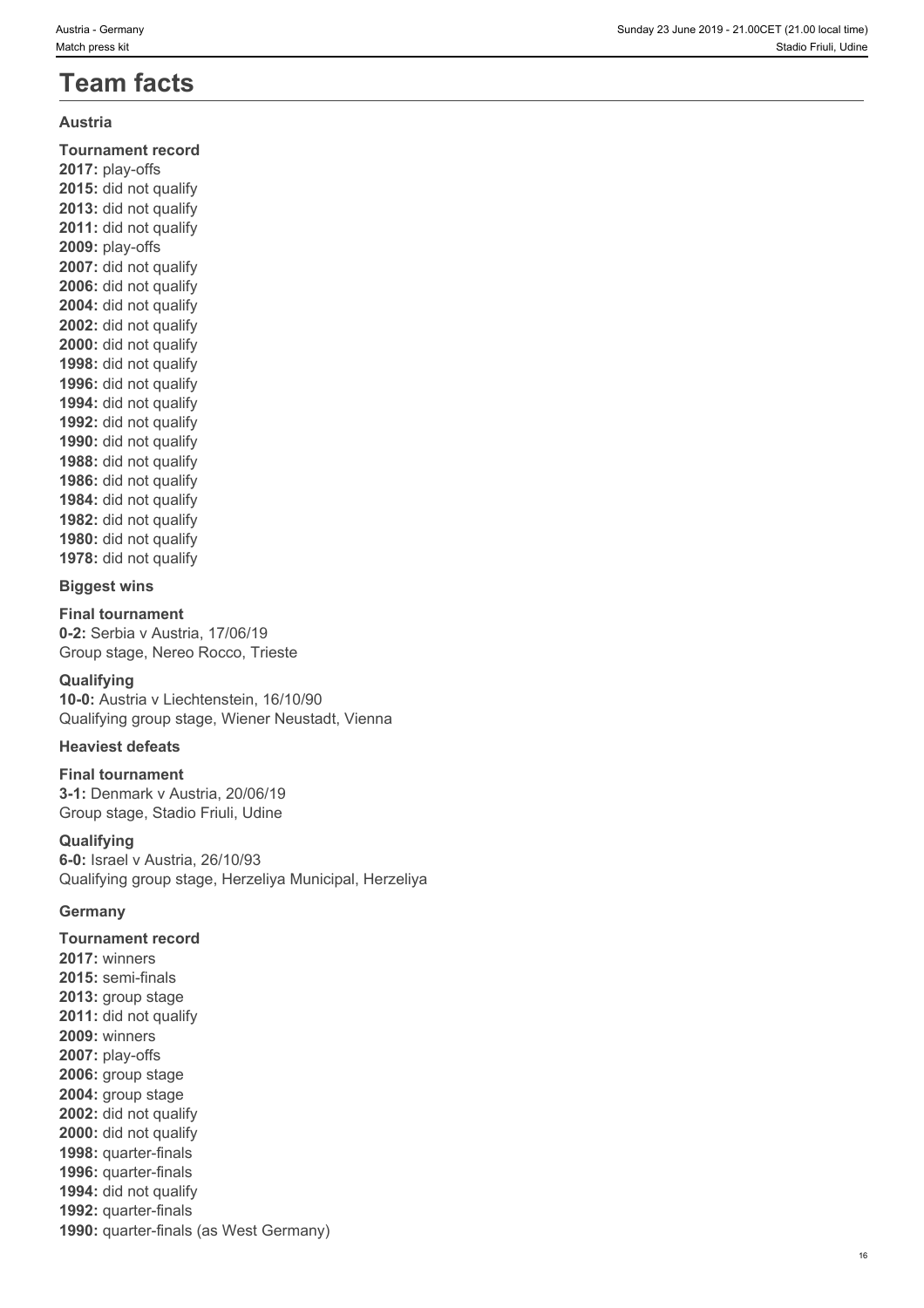# Team facts

## Austria

### Tournament record

**2017:** play-offs
**2015:** did not qualify
**2013:** did not qualify
**2011:** did not qualify
**2009:** play-offs
**2007:** did not qualify
**2006:** did not qualify
**2004:** did not qualify
**2002:** did not qualify
**2000:** did not qualify
**1998:** did not qualify
**1996:** did not qualify
**1994:** did not qualify
**1992:** did not qualify
**1990:** did not qualify
**1988:** did not qualify
**1986:** did not qualify
**1984:** did not qualify
**1982:** did not qualify
**1980:** did not qualify
**1978:** did not qualify

### Biggest wins

**Final tournament**
**0-2:** Serbia v Austria, 17/06/19
Group stage, Nereo Rocco, Trieste

**Qualifying**
**10-0:** Austria v Liechtenstein, 16/10/90
Qualifying group stage, Wiener Neustadt, Vienna

### Heaviest defeats

**Final tournament**
**3-1:** Denmark v Austria, 20/06/19
Group stage, Stadio Friuli, Udine

**Qualifying**
**6-0:** Israel v Austria, 26/10/93
Qualifying group stage, Herzeliya Municipal, Herzeliya

## Germany

### Tournament record

**2017:** winners
**2015:** semi-finals
**2013:** group stage
**2011:** did not qualify
**2009:** winners
**2007:** play-offs
**2006:** group stage
**2004:** group stage
**2002:** did not qualify
**2000:** did not qualify
**1998:** quarter-finals
**1996:** quarter-finals
**1994:** did not qualify
**1992:** quarter-finals
**1990:** quarter-finals (as West Germany)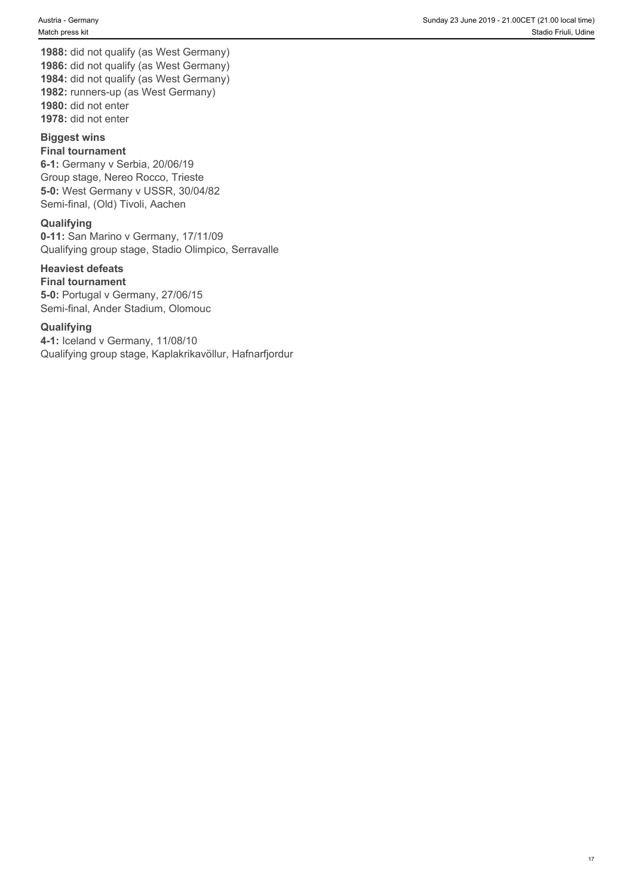**1988:** did not qualify (as West Germany)
**1986:** did not qualify (as West Germany)
**1984:** did not qualify (as West Germany)
**1982:** runners-up (as West Germany)
**1980:** did not enter
**1978:** did not enter

### Biggest wins

#### Final tournament

**6-1:** Germany v Serbia, 20/06/19
Group stage, Nereo Rocco, Trieste
**5-0:** West Germany v USSR, 30/04/82
Semi-final, (Old) Tivoli, Aachen

#### Qualifying

**0-11:** San Marino v Germany, 17/11/09
Qualifying group stage, Stadio Olimpico, Serravalle

### Heaviest defeats

#### Final tournament

**5-0:** Portugal v Germany, 27/06/15
Semi-final, Ander Stadium, Olomouc

#### Qualifying

**4-1:** Iceland v Germany, 11/08/10
Qualifying group stage, Kaplakrikavöllur, Hafnarfjordur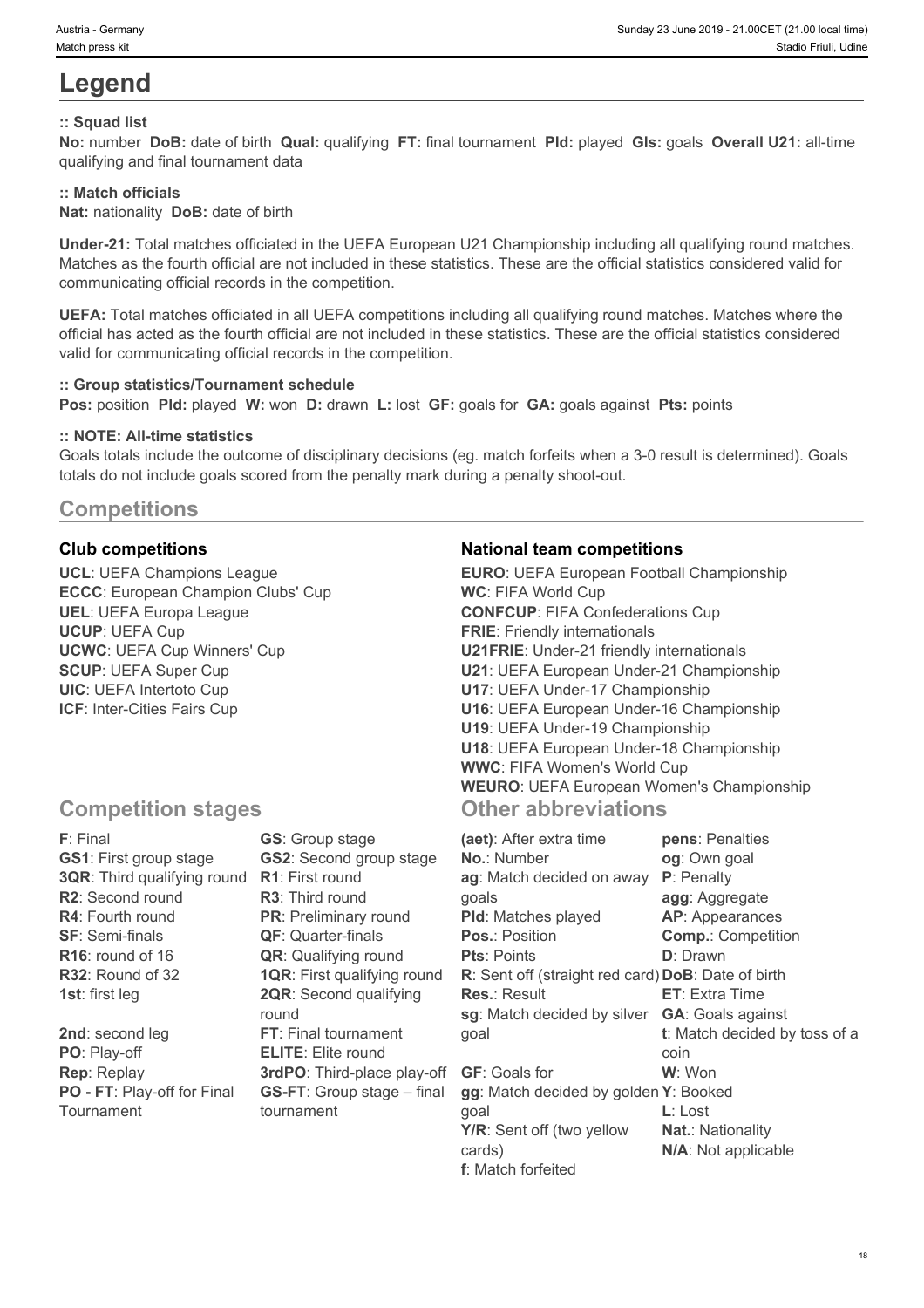# Legend

**:: Squad list**

**No:** number **DoB:** date of birth **Qual:** qualifying **FT:** final tournament **Pld:** played **Gls:** goals **Overall U21:** all-time qualifying and final tournament data

**:: Match officials**

**Nat:** nationality **DoB:** date of birth

**Under-21:** Total matches officiated in the UEFA European U21 Championship including all qualifying round matches. Matches as the fourth official are not included in these statistics. These are the official statistics considered valid for communicating official records in the competition.

**UEFA:** Total matches officiated in all UEFA competitions including all qualifying round matches. Matches where the official has acted as the fourth official are not included in these statistics. These are the official statistics considered valid for communicating official records in the competition.

**:: Group statistics/Tournament schedule**

**Pos:** position **Pld:** played **W:** won **D:** drawn **L:** lost **GF:** goals for **GA:** goals against **Pts:** points

**:: NOTE: All-time statistics**

Goals totals include the outcome of disciplinary decisions (eg. match forfeits when a 3-0 result is determined). Goals totals do not include goals scored from the penalty mark during a penalty shoot-out.

## Competitions

### Club competitions

**UCL**: UEFA Champions League
**ECCC**: European Champion Clubs' Cup
**UEL**: UEFA Europa League
**UCUP**: UEFA Cup
**UCWC**: UEFA Cup Winners' Cup
**SCUP**: UEFA Super Cup
**UIC**: UEFA Intertoto Cup
**ICF**: Inter-Cities Fairs Cup

### National team competitions

**EURO**: UEFA European Football Championship
**WC**: FIFA World Cup
**CONFCUP**: FIFA Confederations Cup
**FRIE**: Friendly internationals
**U21FRIE**: Under-21 friendly internationals
**U21**: UEFA European Under-21 Championship
**U17**: UEFA Under-17 Championship
**U16**: UEFA European Under-16 Championship
**U19**: UEFA Under-19 Championship
**U18**: UEFA European Under-18 Championship
**WWC**: FIFA Women's World Cup
**WEURO**: UEFA European Women's Championship

## Competition stages

**F**: Final
**GS1**: First group stage
**3QR**: Third qualifying round
**R2**: Second round
**R4**: Fourth round
**SF**: Semi-finals
**R16**: round of 16
**R32**: Round of 32
**1st**: first leg
**2nd**: second leg
**PO**: Play-off
**Rep**: Replay
**PO - FT**: Play-off for Final Tournament
**GS**: Group stage
**GS2**: Second group stage
**R1**: First round
**R3**: Third round
**PR**: Preliminary round
**QF**: Quarter-finals
**QR**: Qualifying round
**1QR**: First qualifying round
**2QR**: Second qualifying round
**FT**: Final tournament
**ELITE**: Elite round
**3rdPO**: Third-place play-off
**GS-FT**: Group stage – final tournament

## Other abbreviations

**(aet)**: After extra time
**No.**: Number
**ag**: Match decided on away goals
**Pld**: Matches played
**Pos.**: Position
**Pts**: Points
**R**: Sent off (straight red card)
**Res.**: Result
**sg**: Match decided by silver goal
**GF**: Goals for
**gg**: Match decided by golden goal
**Y/R**: Sent off (two yellow cards)
**f**: Match forfeited
**pens**: Penalties
**og**: Own goal
**P**: Penalty
**agg**: Aggregate
**AP**: Appearances
**Comp.**: Competition
**D**: Drawn
**DoB**: Date of birth
**ET**: Extra Time
**GA**: Goals against
**t**: Match decided by toss of a coin
**W**: Won
**Y**: Booked
**L**: Lost
**Nat.**: Nationality
**N/A**: Not applicable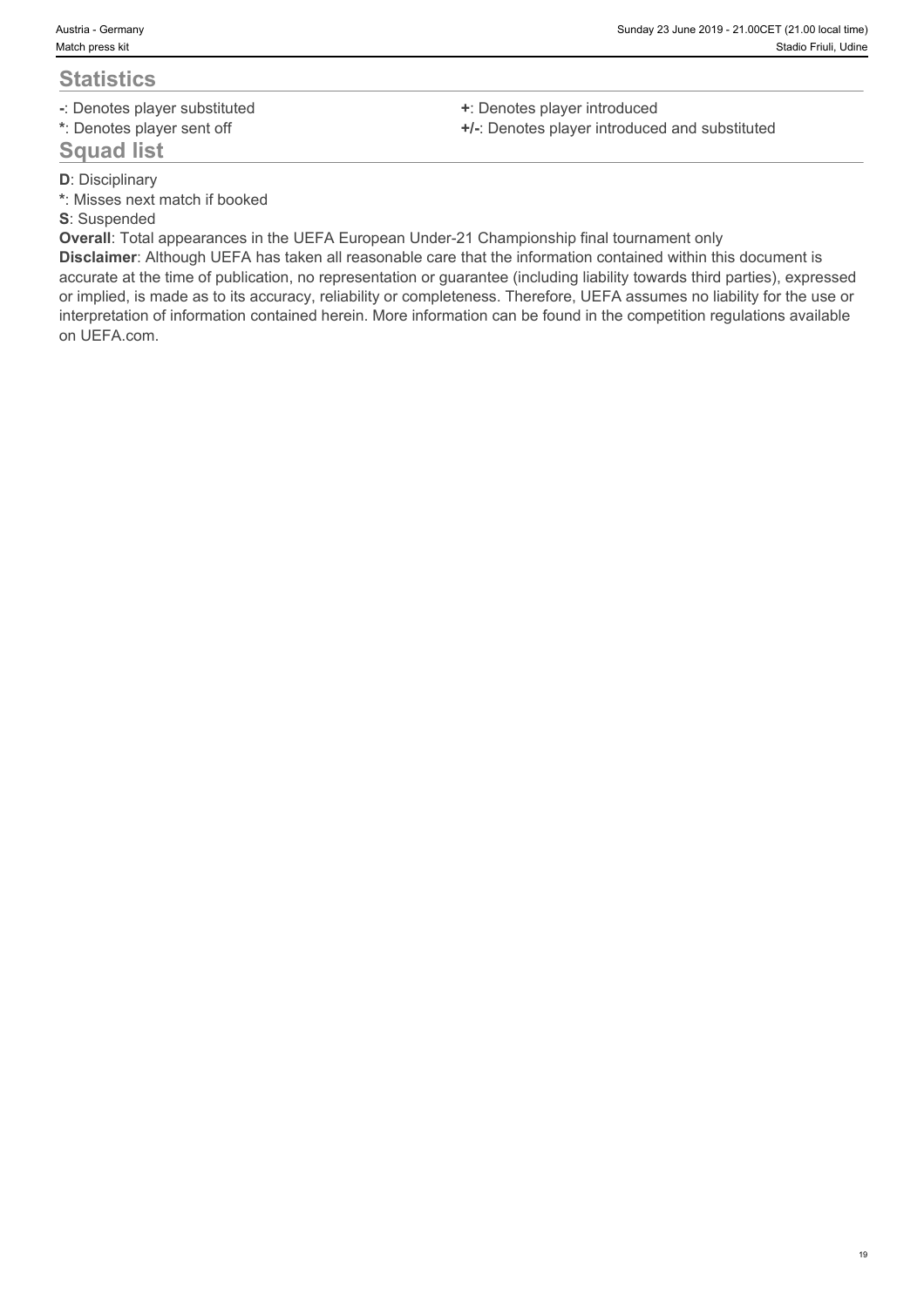## Statistics

**-**: Denotes player substituted

**+**: Denotes player introduced

**\***: Denotes player sent off

**+/-**: Denotes player introduced and substituted

## Squad list

**D**: Disciplinary

**\***: Misses next match if booked

**S**: Suspended

**Overall**: Total appearances in the UEFA European Under-21 Championship final tournament only

**Disclaimer**: Although UEFA has taken all reasonable care that the information contained within this document is accurate at the time of publication, no representation or guarantee (including liability towards third parties), expressed or implied, is made as to its accuracy, reliability or completeness. Therefore, UEFA assumes no liability for the use or interpretation of information contained herein. More information can be found in the competition regulations available on UEFA.com.